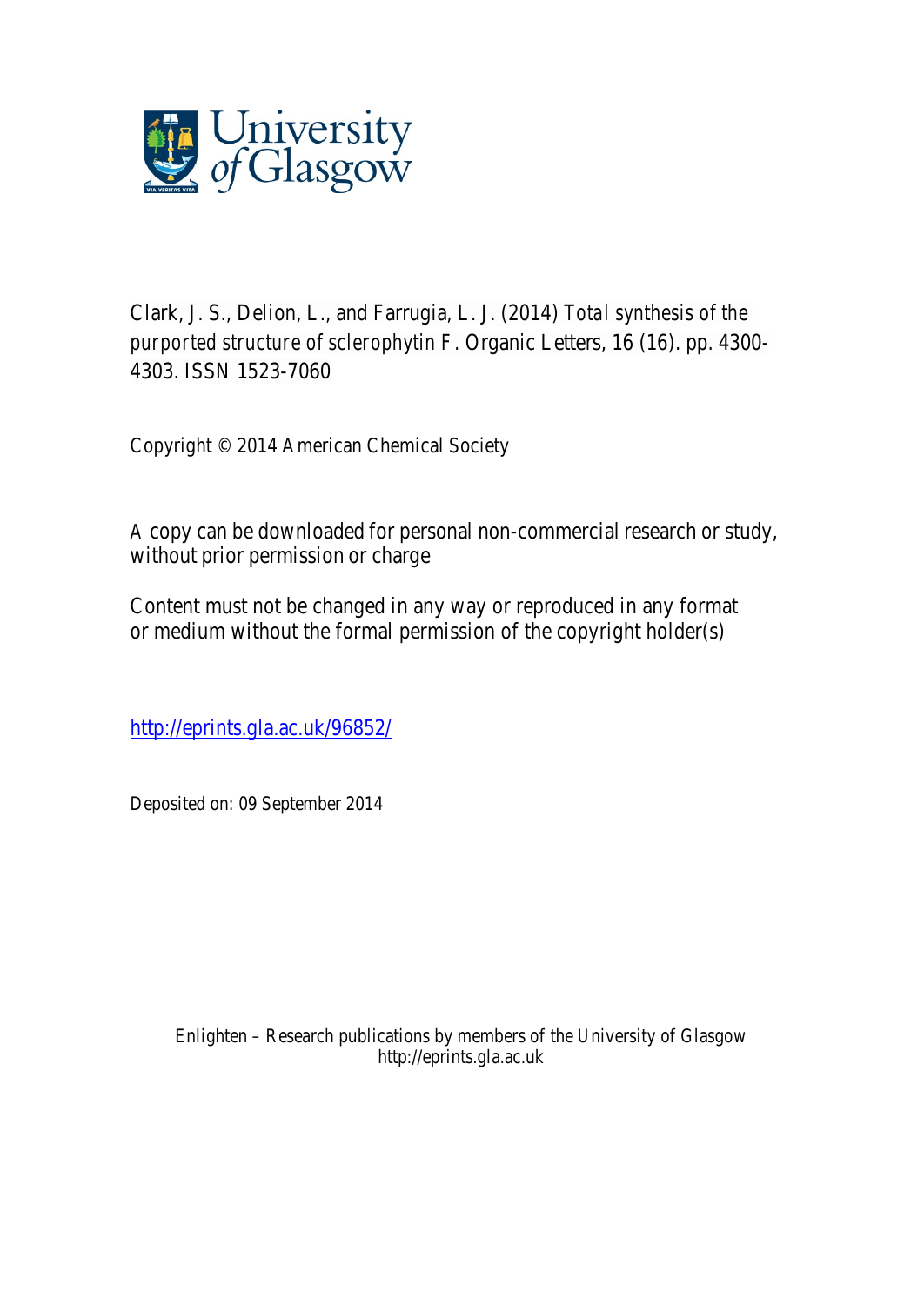Clark, J. S., Delion, L., and Farrugia, L. J. (2014) *Total synthesis of the purported structure of sclerophytin F.* Organic Letters, 16 (16). pp. 4300-4303. ISSN 1523-7060

Copyright © 2014 American Chemical Society

A copy can be downloaded for personal non-commercial research or study, without prior permission or charge

Content must not be changed in any way or reproduced in any format or medium without the formal permission of the copyright holder(s)

http://eprints.gla.ac.uk/96852/

Deposited on: 09 September 2014

Enlighten – Research publications by members of the University of Glasgow
http://eprints.gla.ac.uk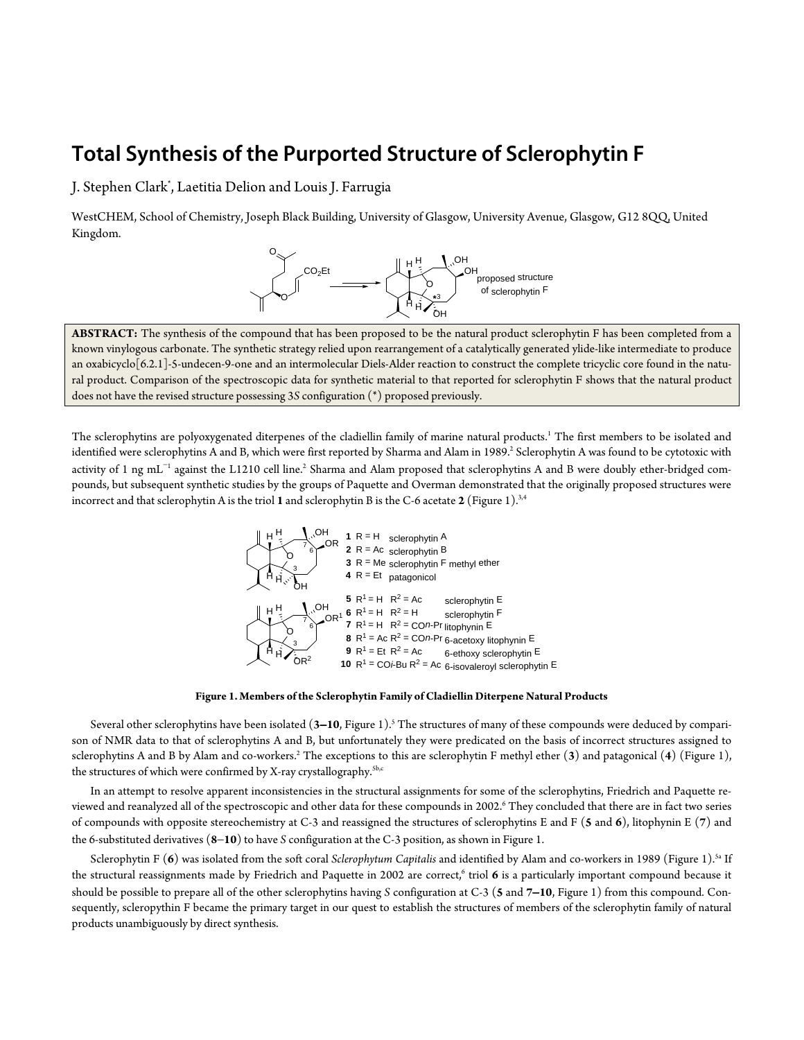# Total Synthesis of the Purported Structure of Sclerophytin F

J. Stephen Clark*, Laetitia Delion and Louis J. Farrugia

WestCHEM, School of Chemistry, Joseph Black Building, University of Glasgow, University Avenue, Glasgow, G12 8QQ, United Kingdom.

proposed structure of sclerophytin F

**ABSTRACT:** The synthesis of the compound that has been proposed to be the natural product sclerophytin F has been completed from a known vinylogous carbonate. The synthetic strategy relied upon rearrangement of a catalytically generated ylide-like intermediate to produce an oxabicyclo[6.2.1]-5-undecen-9-one and an intermolecular Diels-Alder reaction to construct the complete tricyclic core found in the natural product. Comparison of the spectroscopic data for synthetic material to that reported for sclerophytin F shows that the natural product does not have the revised structure possessing 3*S* configuration (*) proposed previously.

The sclerophytins are polyoxygenated diterpenes of the cladiellin family of marine natural products.[1] The first members to be isolated and identified were sclerophytins A and B, which were first reported by Sharma and Alam in 1989.[2] Sclerophytin A was found to be cytotoxic with activity of 1 ng mL$^{-1}$ against the L1210 cell line.[2] Sharma and Alam proposed that sclerophytins A and B were doubly ether-bridged compounds, but subsequent synthetic studies by the groups of Paquette and Overman demonstrated that the originally proposed structures were incorrect and that sclerophytin A is the triol **1** and sclerophytin B is the C-6 acetate **2** (Figure 1).[3,4]

**1** R = H sclerophytin A
**2** R = Ac sclerophytin B
**3** R = Me sclerophytin F methyl ether
**4** R = Et patagonicol

**5** $R^1$ = H $R^2$ = Ac sclerophytin E
**6** $R^1$ = H $R^2$ = H sclerophytin F
**7** $R^1$ = H $R^2$ = CO*n*-Pr litophynin E
**8** $R^1$ = Ac $R^2$ = CO*n*-Pr 6-acetoxy litophynin E
**9** $R^1$ = Et $R^2$ = Ac 6-ethoxy sclerophytin E
**10** $R^1$ = CO*i*-Bu $R^2$ = Ac 6-isovaleroyl sclerophytin E

**Figure 1. Members of the Sclerophytin Family of Cladiellin Diterpene Natural Products**

Several other sclerophytins have been isolated (**3–10**, Figure 1).[5] The structures of many of these compounds were deduced by comparison of NMR data to that of sclerophytins A and B, but unfortunately they were predicated on the basis of incorrect structures assigned to sclerophytins A and B by Alam and co-workers.[2] The exceptions to this are sclerophytin F methyl ether (**3**) and patagonical (**4**) (Figure 1), the structures of which were confirmed by X-ray crystallography.[5b,c]

In an attempt to resolve apparent inconsistencies in the structural assignments for some of the sclerophytins, Friedrich and Paquette reviewed and reanalyzed all of the spectroscopic and other data for these compounds in 2002.[6] They concluded that there are in fact two series of compounds with opposite stereochemistry at C-3 and reassigned the structures of sclerophytins E and F (**5** and **6**), litophynin E (**7**) and the 6-substituted derivatives (**8**–**10**) to have *S* configuration at the C-3 position, as shown in Figure 1.

Sclerophytin F (**6**) was isolated from the soft coral *Sclerophytum Capitalis* and identified by Alam and co-workers in 1989 (Figure 1).[5a] If the structural reassignments made by Friedrich and Paquette in 2002 are correct,[6] triol **6** is a particularly important compound because it should be possible to prepare all of the other sclerophytins having *S* configuration at C-3 (**5** and **7–10**, Figure 1) from this compound. Consequently, scleropythin F became the primary target in our quest to establish the structures of members of the sclerophytin family of natural products unambiguously by direct synthesis.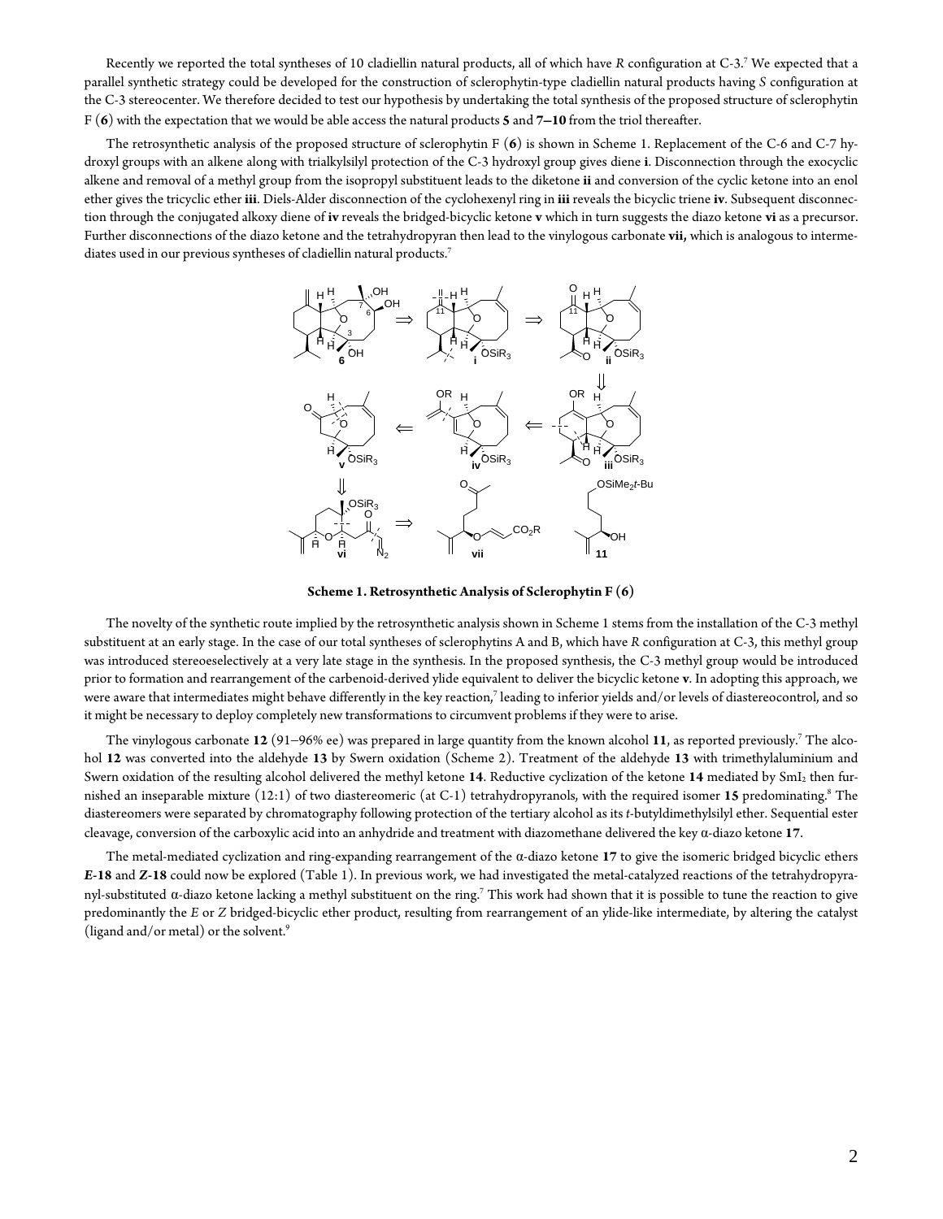Recently we reported the total syntheses of 10 cladiellin natural products, all of which have *R* configuration at C-3.[7] We expected that a parallel synthetic strategy could be developed for the construction of sclerophytin-type cladiellin natural products having *S* configuration at the C-3 stereocenter. We therefore decided to test our hypothesis by undertaking the total synthesis of the proposed structure of sclerophytin F (**6**) with the expectation that we would be able access the natural products **5** and **7–10** from the triol thereafter.

The retrosynthetic analysis of the proposed structure of sclerophytin F (**6**) is shown in Scheme 1. Replacement of the C-6 and C-7 hydroxyl groups with an alkene along with trialkylsilyl protection of the C-3 hydroxyl group gives diene **i**. Disconnection through the exocyclic alkene and removal of a methyl group from the isopropyl substituent leads to the diketone **ii** and conversion of the cyclic ketone into an enol ether gives the tricyclic ether **iii**. Diels-Alder disconnection of the cyclohexenyl ring in **iii** reveals the bicyclic triene **iv**. Subsequent disconnection through the conjugated alkoxy diene of **iv** reveals the bridged-bicyclic ketone **v** which in turn suggests the diazo ketone **vi** as a precursor. Further disconnections of the diazo ketone and the tetrahydropyran then lead to the vinylogous carbonate **vii,** which is analogous to intermediates used in our previous syntheses of cladiellin natural products.[7]

**Scheme 1. Retrosynthetic Analysis of Sclerophytin F (6)**

The novelty of the synthetic route implied by the retrosynthetic analysis shown in Scheme 1 stems from the installation of the C-3 methyl substituent at an early stage. In the case of our total syntheses of sclerophytins A and B, which have *R* configuration at C-3, this methyl group was introduced stereoeselectively at a very late stage in the synthesis. In the proposed synthesis, the C-3 methyl group would be introduced prior to formation and rearrangement of the carbenoid-derived ylide equivalent to deliver the bicyclic ketone **v**. In adopting this approach, we were aware that intermediates might behave differently in the key reaction,[7] leading to inferior yields and/or levels of diastereocontrol, and so it might be necessary to deploy completely new transformations to circumvent problems if they were to arise.

The vinylogous carbonate **12** (91–96% ee) was prepared in large quantity from the known alcohol **11**, as reported previously.[7] The alcohol **12** was converted into the aldehyde **13** by Swern oxidation (Scheme 2). Treatment of the aldehyde **13** with trimethylaluminium and Swern oxidation of the resulting alcohol delivered the methyl ketone **14**. Reductive cyclization of the ketone **14** mediated by $SmI_2$ then furnished an inseparable mixture (12:1) of two diastereomeric (at C-1) tetrahydropyranols, with the required isomer **15** predominating.[8] The diastereomers were separated by chromatography following protection of the tertiary alcohol as its *t*-butyldimethylsilyl ether. Sequential ester cleavage, conversion of the carboxylic acid into an anhydride and treatment with diazomethane delivered the key α-diazo ketone **17**.

The metal-mediated cyclization and ring-expanding rearrangement of the α-diazo ketone **17** to give the isomeric bridged bicyclic ethers ***E*-18** and ***Z*-18** could now be explored (Table 1). In previous work, we had investigated the metal-catalyzed reactions of the tetrahydropyranyl-substituted α-diazo ketone lacking a methyl substituent on the ring.[7] This work had shown that it is possible to tune the reaction to give predominantly the *E* or *Z* bridged-bicyclic ether product, resulting from rearrangement of an ylide-like intermediate, by altering the catalyst (ligand and/or metal) or the solvent.[9]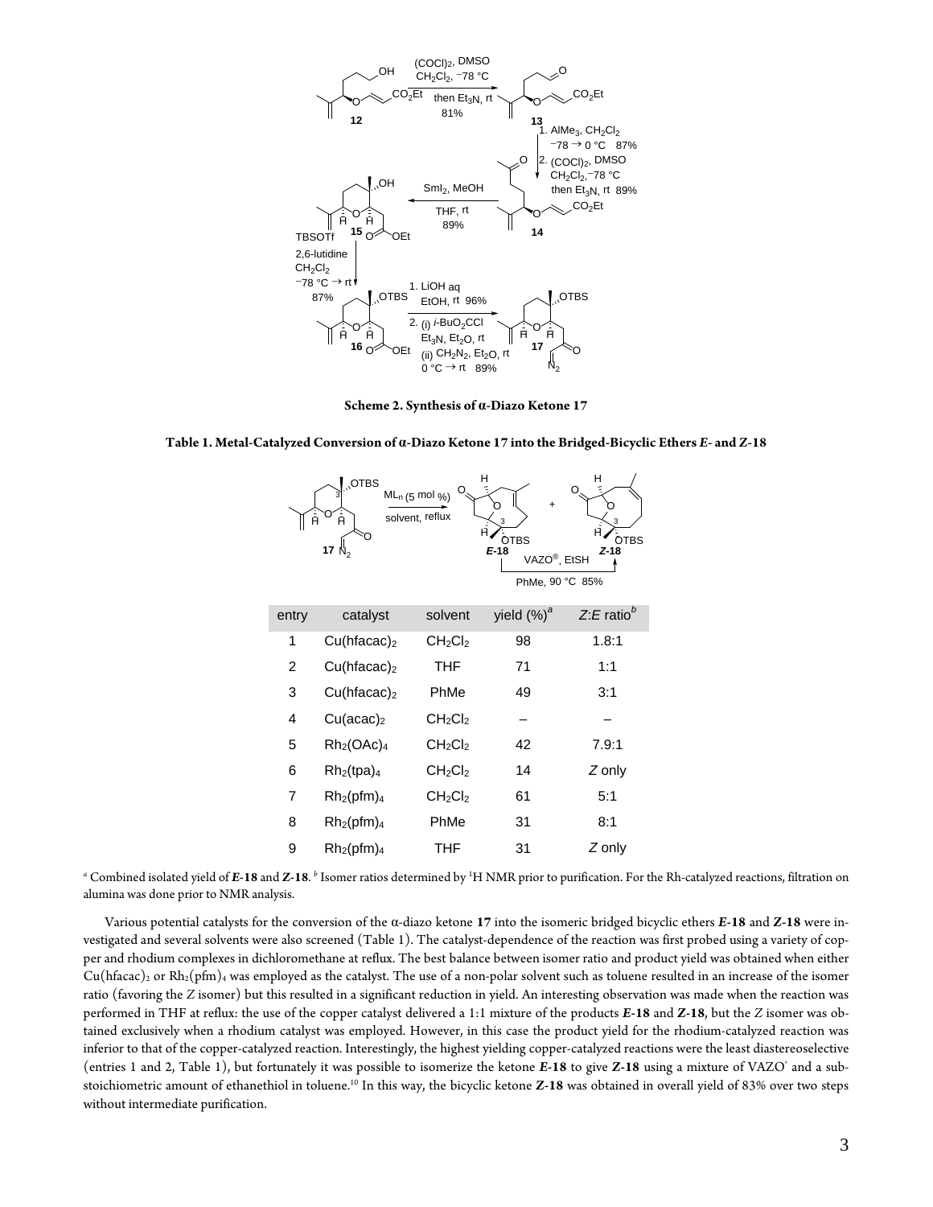**Scheme 2. Synthesis of α-Diazo Ketone 17**

**Table 1. Metal-Catalyzed Conversion of α-Diazo Ketone 17 into the Bridged-Bicyclic Ethers *E*- and *Z*-18**

| entry | catalyst | solvent | yield (%)[a] | *Z*:*E* ratio[b] |
|---|---|---|---|---|
| 1 | $Cu(hfacac)_2$ | $CH_2Cl_2$ | 98 | 1.8:1 |
| 2 | $Cu(hfacac)_2$ | THF | 71 | 1:1 |
| 3 | $Cu(hfacac)_2$ | PhMe | 49 | 3:1 |
| 4 | $Cu(acac)_2$ | $CH_2Cl_2$ | – | – |
| 5 | $Rh_2(OAc)_4$ | $CH_2Cl_2$ | 42 | 7.9:1 |
| 6 | $Rh_2(tpa)_4$ | $CH_2Cl_2$ | 14 | *Z* only |
| 7 | $Rh_2(pfm)_4$ | $CH_2Cl_2$ | 61 | 5:1 |
| 8 | $Rh_2(pfm)_4$ | PhMe | 31 | 8:1 |
| 9 | $Rh_2(pfm)_4$ | THF | 31 | *Z* only |

[a] Combined isolated yield of ***E*-18** and ***Z*-18**. [b] Isomer ratios determined by [1]H NMR prior to purification. For the Rh-catalyzed reactions, filtration on alumina was done prior to NMR analysis.

Various potential catalysts for the conversion of the α-diazo ketone **17** into the isomeric bridged bicyclic ethers ***E*-18** and ***Z*-18** were investigated and several solvents were also screened (Table 1). The catalyst-dependence of the reaction was first probed using a variety of copper and rhodium complexes in dichloromethane at reflux. The best balance between isomer ratio and product yield was obtained when either $Cu(hfacac)_2$ or $Rh_2(pfm)_4$ was employed as the catalyst. The use of a non-polar solvent such as toluene resulted in an increase of the isomer ratio (favoring the *Z* isomer) but this resulted in a significant reduction in yield. An interesting observation was made when the reaction was performed in THF at reflux: the use of the copper catalyst delivered a 1:1 mixture of the products ***E*-18** and ***Z*-18**, but the *Z* isomer was obtained exclusively when a rhodium catalyst was employed. However, in this case the product yield for the rhodium-catalyzed reaction was inferior to that of the copper-catalyzed reaction. Interestingly, the highest yielding copper-catalyzed reactions were the least diastereoselective (entries 1 and 2, Table 1), but fortunately it was possible to isomerize the ketone ***E*-18** to give ***Z*-18** using a mixture of VAZO® and a substoichiometric amount of ethanethiol in toluene.[10] In this way, the bicyclic ketone ***Z*-18** was obtained in overall yield of 83% over two steps without intermediate purification.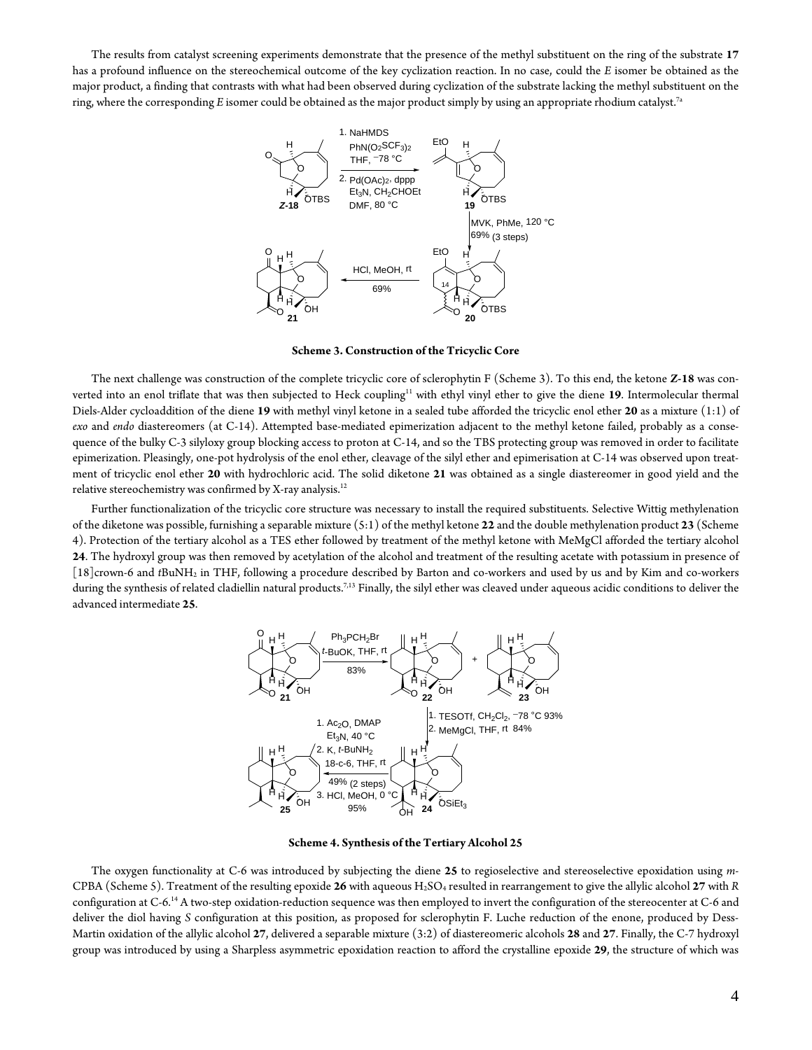The results from catalyst screening experiments demonstrate that the presence of the methyl substituent on the ring of the substrate **17** has a profound influence on the stereochemical outcome of the key cyclization reaction. In no case, could the *E* isomer be obtained as the major product, a finding that contrasts with what had been observed during cyclization of the substrate lacking the methyl substituent on the ring, where the corresponding *E* isomer could be obtained as the major product simply by using an appropriate rhodium catalyst.[7a]

**Scheme 3. Construction of the Tricyclic Core**

The next challenge was construction of the complete tricyclic core of sclerophytin F (Scheme 3). To this end, the ketone ***Z*-18** was converted into an enol triflate that was then subjected to Heck coupling[11] with ethyl vinyl ether to give the diene **19**. Intermolecular thermal Diels-Alder cycloaddition of the diene **19** with methyl vinyl ketone in a sealed tube afforded the tricyclic enol ether **20** as a mixture (1:1) of *exo* and *endo* diastereomers (at C-14). Attempted base-mediated epimerization adjacent to the methyl ketone failed, probably as a consequence of the bulky C-3 silyloxy group blocking access to proton at C-14, and so the TBS protecting group was removed in order to facilitate epimerization. Pleasingly, one-pot hydrolysis of the enol ether, cleavage of the silyl ether and epimerisation at C-14 was observed upon treatment of tricyclic enol ether **20** with hydrochloric acid. The solid diketone **21** was obtained as a single diastereomer in good yield and the relative stereochemistry was confirmed by X-ray analysis.[12]

Further functionalization of the tricyclic core structure was necessary to install the required substituents. Selective Wittig methylenation of the diketone was possible, furnishing a separable mixture (5:1) of the methyl ketone **22** and the double methylenation product **23** (Scheme 4). Protection of the tertiary alcohol as a TES ether followed by treatment of the methyl ketone with MeMgCl afforded the tertiary alcohol **24**. The hydroxyl group was then removed by acetylation of the alcohol and treatment of the resulting acetate with potassium in presence of [18]crown-6 and *t*BuNH$_2$ in THF, following a procedure described by Barton and co-workers and used by us and by Kim and co-workers during the synthesis of related cladiellin natural products.[7,13] Finally, the silyl ether was cleaved under aqueous acidic conditions to deliver the advanced intermediate **25**.

**Scheme 4. Synthesis of the Tertiary Alcohol 25**

The oxygen functionality at C-6 was introduced by subjecting the diene **25** to regioselective and stereoselective epoxidation using *m*-CPBA (Scheme 5). Treatment of the resulting epoxide **26** with aqueous $H_2SO_4$ resulted in rearrangement to give the allylic alcohol **27** with *R* configuration at C-6.[14] A two-step oxidation-reduction sequence was then employed to invert the configuration of the stereocenter at C-6 and deliver the diol having *S* configuration at this position, as proposed for sclerophytin F. Luche reduction of the enone, produced by Dess-Martin oxidation of the allylic alcohol **27**, delivered a separable mixture (3:2) of diastereomeric alcohols **28** and **27**. Finally, the C-7 hydroxyl group was introduced by using a Sharpless asymmetric epoxidation reaction to afford the crystalline epoxide **29**, the structure of which was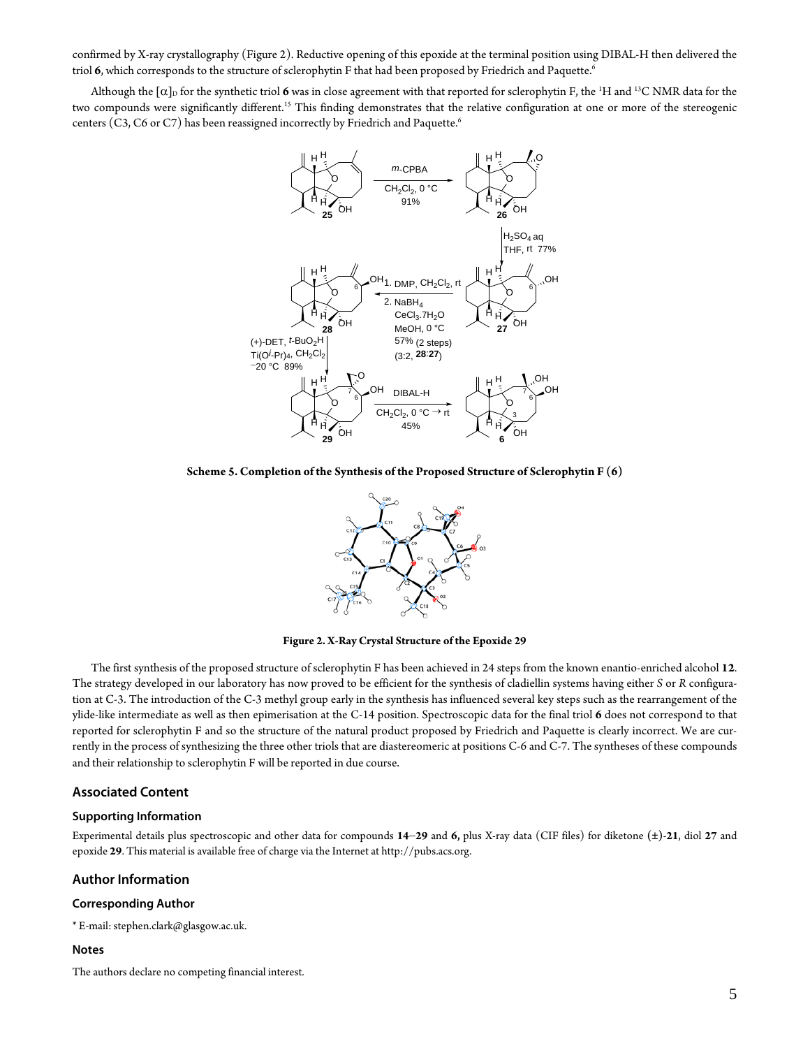confirmed by X-ray crystallography (Figure 2). Reductive opening of this epoxide at the terminal position using DIBAL-H then delivered the triol **6**, which corresponds to the structure of sclerophytin F that had been proposed by Friedrich and Paquette.[6]

Although the $[\alpha]_D$ for the synthetic triol **6** was in close agreement with that reported for sclerophytin F, the $^1H$ and $^{13}C$ NMR data for the two compounds were significantly different.[15] This finding demonstrates that the relative configuration at one or more of the stereogenic centers (C3, C6 or C7) has been reassigned incorrectly by Friedrich and Paquette.[6]

**Scheme 5. Completion of the Synthesis of the Proposed Structure of Sclerophytin F (6)**

**Figure 2. X-Ray Crystal Structure of the Epoxide 29**

The first synthesis of the proposed structure of sclerophytin F has been achieved in 24 steps from the known enantio-enriched alcohol **12**. The strategy developed in our laboratory has now proved to be efficient for the synthesis of cladiellin systems having either *S* or *R* configuration at C-3. The introduction of the C-3 methyl group early in the synthesis has influenced several key steps such as the rearrangement of the ylide-like intermediate as well as then epimerisation at the C-14 position. Spectroscopic data for the final triol **6** does not correspond to that reported for sclerophytin F and so the structure of the natural product proposed by Friedrich and Paquette is clearly incorrect. We are currently in the process of synthesizing the three other triols that are diastereomeric at positions C-6 and C-7. The syntheses of these compounds and their relationship to sclerophytin F will be reported in due course.

## Associated Content

### Supporting Information

Experimental details plus spectroscopic and other data for compounds **14**–**29** and **6,** plus X-ray data (CIF files) for diketone (±)-**21**, diol **27** and epoxide **29**. This material is available free of charge via the Internet at http://pubs.acs.org.

## Author Information

### Corresponding Author

* E-mail: stephen.clark@glasgow.ac.uk.

### Notes

The authors declare no competing financial interest.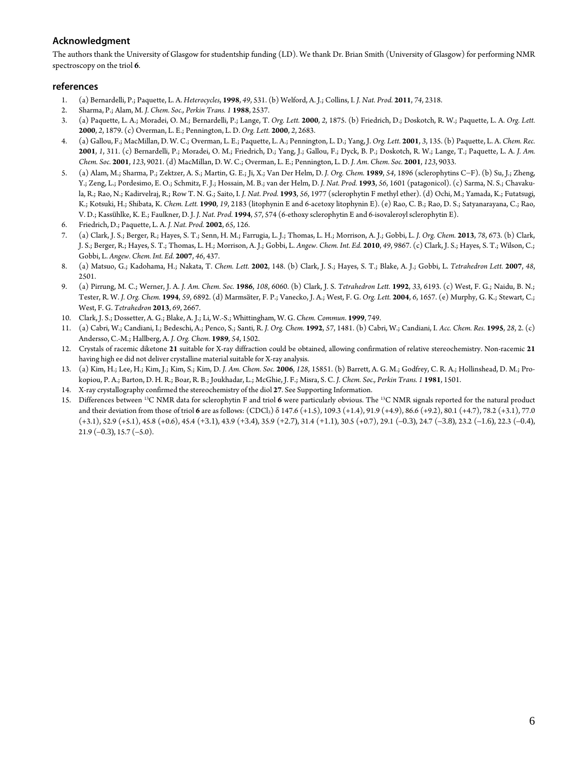## Acknowledgment

The authors thank the University of Glasgow for studentship funding (LD). We thank Dr. Brian Smith (University of Glasgow) for performing NMR spectroscopy on the triol **6**.

## references

1. (a) Bernardelli, P.; Paquette, L. A. *Heterocycles,* **1998**, *49*, 531. (b) Welford, A. J.; Collins, I. *J. Nat. Prod.* **2011**, *74*, 2318.
2. Sharma, P.; Alam, M. *J. Chem. Soc., Perkin Trans. 1* **1988**, 2537.
3. (a) Paquette, L. A.; Moradei, O. M.; Bernardelli, P.; Lange, T. *Org. Lett.* **2000**, *2*, 1875. (b) Friedrich, D.; Doskotch, R. W.; Paquette, L. A. *Org. Lett.* **2000**, *2*, 1879. (c) Overman, L. E.; Pennington, L. D. *Org. Lett.* **2000**, *2*, 2683.
4. (a) Gallou, F.; MacMillan, D. W. C.; Overman, L. E.; Paquette, L. A.; Pennington, L. D.; Yang, J. *Org. Lett.* **2001**, *3*, 135. (b) Paquette, L. A. *Chem. Rec.* **2001**, *1*, 311. (c) Bernardelli, P.; Moradei, O. M.; Friedrich, D.; Yang, J.; Gallou, F.; Dyck, B. P.; Doskotch, R. W.; Lange, T.; Paquette, L. A. *J. Am. Chem. Soc.* **2001**, *123*, 9021. (d) MacMillan, D. W. C.; Overman, L. E.; Pennington, L. D. *J. Am. Chem. Soc.* **2001**, *123*, 9033.
5. (a) Alam, M.; Sharma, P.; Zektzer, A. S.; Martin, G. E.; Ji, X.; Van Der Helm, D. *J. Org. Chem.* **1989**, *54*, 1896 (sclerophytins C–F). (b) Su, J.; Zheng, Y.; Zeng, L.; Pordesimo, E. O.; Schmitz, F. J.; Hossain, M. B.; van der Helm, D. *J. Nat. Prod.* **1993**, *56*, 1601 (patagonicol). (c) Sarma, N. S.; Chavakula, R.; Rao, N.; Kadirvelraj, R.; Row T. N. G.; Saito, I. *J. Nat. Prod.* **1993**, *56*, 1977 (sclerophytin F methyl ether). (d) Ochi, M.; Yamada, K.; Futatsugi, K.; Kotsuki, H.; Shibata, K. *Chem. Lett.* **1990**, *19*, 2183 (litophynin E and 6-acetoxy litophynin E). (e) Rao, C. B.; Rao, D. S.; Satyanarayana, C.; Rao, V. D.; Kassühlke, K. E.; Faulkner, D. J. *J. Nat. Prod.* **1994**, *57*, 574 (6-ethoxy sclerophytin E and 6-isovaleroyl sclerophytin E).
6. Friedrich, D.; Paquette, L. A. *J. Nat. Prod.* **2002**, *65*, 126.
7. (a) Clark, J. S.; Berger, R.; Hayes, S. T.; Senn, H. M.; Farrugia, L. J.; Thomas, L. H.; Morrison, A. J.; Gobbi, L. *J. Org. Chem.* **2013**, *78*, 673. (b) Clark, J. S.; Berger, R.; Hayes, S. T.; Thomas, L. H.; Morrison, A. J.; Gobbi, L. *Angew. Chem. Int. Ed.* **2010**, *49*, 9867. (c) Clark, J. S.; Hayes, S. T.; Wilson, C.; Gobbi, L. *Angew. Chem. Int. Ed.* **2007**, *46*, 437.
8. (a) Matsuo, G.; Kadohama, H.; Nakata, T. *Chem. Lett.* **2002**, 148. (b) Clark, J. S.; Hayes, S. T.; Blake, A. J.; Gobbi, L. *Tetrahedron Lett.* **2007**, *48*, 2501.
9. (a) Pirrung, M. C.; Werner, J. A. *J. Am. Chem. Soc.* **1986**, *108*, 6060. (b) Clark, J. S. *Tetrahedron Lett.* **1992**, *33*, 6193. (c) West, F. G.; Naidu, B. N.; Tester, R. W. *J. Org. Chem.* **1994**, *59*, 6892. (d) Marmsäter, F. P.; Vanecko, J. A.; West, F. G. *Org. Lett.* **2004**, *6*, 1657. (e) Murphy, G. K.; Stewart, C.; West, F. G. *Tetrahedron* **2013**, *69*, 2667.
10. Clark, J. S.; Dossetter, A. G.; Blake, A. J.; Li, W.-S.; Whittingham, W. G. *Chem. Commun.* **1999**, 749.
11. (a) Cabri, W.; Candiani, I.; Bedeschi, A.; Penco, S.; Santi, R. *J. Org. Chem.* **1992**, *57*, 1481. (b) Cabri, W.; Candiani, I. *Acc. Chem. Res.* **1995**, *28*, 2. (c) Andersso, C.-M.; Hallberg, A. *J. Org. Chem.* **1989**, *54*, 1502.
12. Crystals of racemic diketone **21** suitable for X-ray diffraction could be obtained, allowing confirmation of relative stereochemistry. Non-racemic **21** having high ee did not deliver crystalline material suitable for X-ray analysis.
13. (a) Kim, H.; Lee, H.; Kim, J.; Kim, S.; Kim, D. *J. Am. Chem. Soc.* **2006**, *128*, 15851. (b) Barrett, A. G. M.; Godfrey, C. R. A.; Hollinshead, D. M.; Prokopiou, P. A.; Barton, D. H. R.; Boar, R. B.; Joukhadar, L.; McGhie, J. F.; Misra, S. C. *J. Chem. Soc., Perkin Trans. 1* **1981**, 1501.
14. X-ray crystallography confirmed the stereochemistry of the diol **27**. See Supporting Information.
15. Differences between $^{13}$C NMR data for sclerophytin F and triol **6** were particularly obvious. The $^{13}$C NMR signals reported for the natural product and their deviation from those of triol **6** are as follows: ($CDCl_3$) δ 147.6 (+1.5), 109.3 (+1.4), 91.9 (+4.9), 86.6 (+9.2), 80.1 (+4.7), 78.2 (+3.1), 77.0 (+3.1), 52.9 (+5.1), 45.8 (+0.6), 45.4 (+3.1), 43.9 (+3.4), 35.9 (+2.7), 31.4 (+1.1), 30.5 (+0.7), 29.1 (–0.3), 24.7 (–3.8), 23.2 (–1.6), 22.3 (–0.4), 21.9 (–0.3), 15.7 (–5.0).